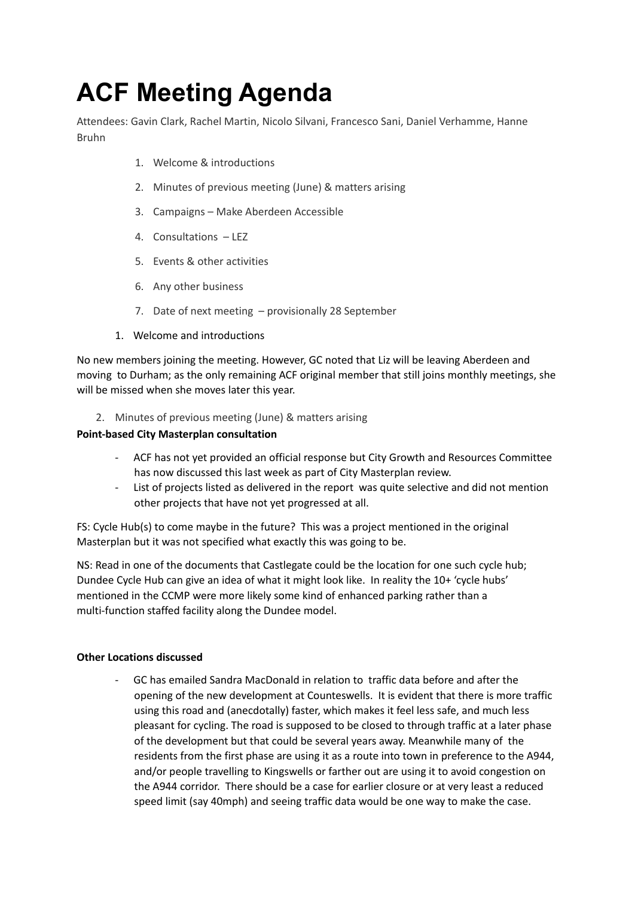# ACF Meeting Agenda

Attendees: Gavin Clark, Rachel Martin, Nicolo Silvani, Francesco Sani, Daniel Verhamme, Hanne Bruhn

1. Welcome & introductions
2. Minutes of previous meeting (June) & matters arising
3. Campaigns – Make Aberdeen Accessible
4. Consultations – LEZ
5. Events & other activities
6. Any other business
7. Date of next meeting – provisionally 28 September

1. Welcome and introductions

No new members joining the meeting. However, GC noted that Liz will be leaving Aberdeen and moving to Durham; as the only remaining ACF original member that still joins monthly meetings, she will be missed when she moves later this year.

2. Minutes of previous meeting (June) & matters arising

**Point-based City Masterplan consultation**

- ACF has not yet provided an official response but City Growth and Resources Committee has now discussed this last week as part of City Masterplan review.
- List of projects listed as delivered in the report was quite selective and did not mention other projects that have not yet progressed at all.

FS: Cycle Hub(s) to come maybe in the future? This was a project mentioned in the original Masterplan but it was not specified what exactly this was going to be.

NS: Read in one of the documents that Castlegate could be the location for one such cycle hub; Dundee Cycle Hub can give an idea of what it might look like. In reality the 10+ 'cycle hubs' mentioned in the CCMP were more likely some kind of enhanced parking rather than a multi-function staffed facility along the Dundee model.

**Other Locations discussed**

- GC has emailed Sandra MacDonald in relation to traffic data before and after the opening of the new development at Counteswells. It is evident that there is more traffic using this road and (anecdotally) faster, which makes it feel less safe, and much less pleasant for cycling. The road is supposed to be closed to through traffic at a later phase of the development but that could be several years away. Meanwhile many of the residents from the first phase are using it as a route into town in preference to the A944, and/or people travelling to Kingswells or farther out are using it to avoid congestion on the A944 corridor. There should be a case for earlier closure or at very least a reduced speed limit (say 40mph) and seeing traffic data would be one way to make the case.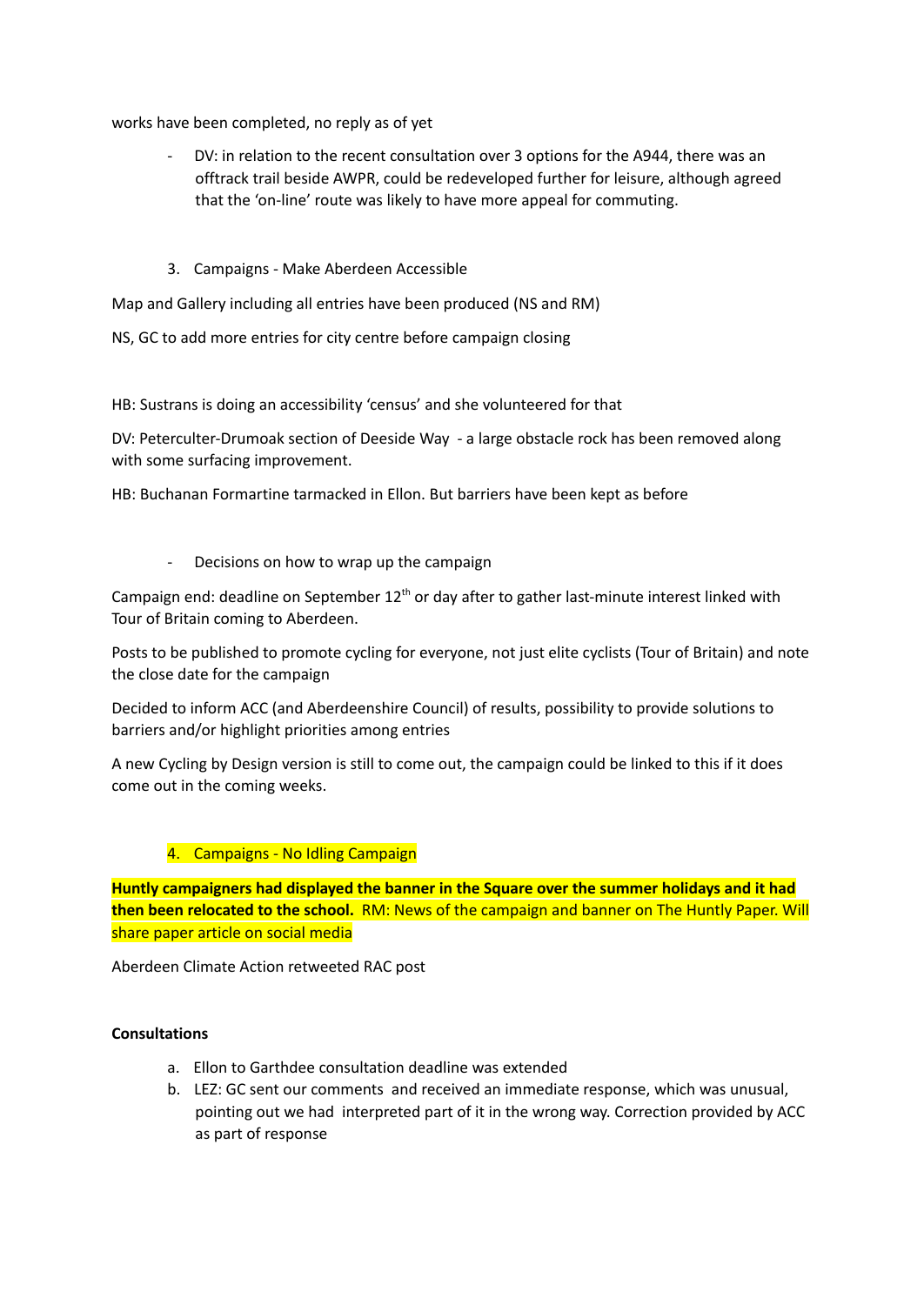works have been completed, no reply as of yet

- DV: in relation to the recent consultation over 3 options for the A944, there was an offtrack trail beside AWPR, could be redeveloped further for leisure, although agreed that the 'on-line' route was likely to have more appeal for commuting.

3. Campaigns - Make Aberdeen Accessible

Map and Gallery including all entries have been produced (NS and RM)

NS, GC to add more entries for city centre before campaign closing

HB: Sustrans is doing an accessibility 'census' and she volunteered for that

DV: Peterculter-Drumoak section of Deeside Way - a large obstacle rock has been removed along with some surfacing improvement.

HB: Buchanan Formartine tarmacked in Ellon. But barriers have been kept as before

- Decisions on how to wrap up the campaign

Campaign end: deadline on September 12th or day after to gather last-minute interest linked with Tour of Britain coming to Aberdeen.

Posts to be published to promote cycling for everyone, not just elite cyclists (Tour of Britain) and note the close date for the campaign

Decided to inform ACC (and Aberdeenshire Council) of results, possibility to provide solutions to barriers and/or highlight priorities among entries

A new Cycling by Design version is still to come out, the campaign could be linked to this if it does come out in the coming weeks.

4. Campaigns - No Idling Campaign

**Huntly campaigners had displayed the banner in the Square over the summer holidays and it had then been relocated to the school.** RM: News of the campaign and banner on The Huntly Paper. Will share paper article on social media

Aberdeen Climate Action retweeted RAC post

**Consultations**

a. Ellon to Garthdee consultation deadline was extended
b. LEZ: GC sent our comments and received an immediate response, which was unusual, pointing out we had interpreted part of it in the wrong way. Correction provided by ACC as part of response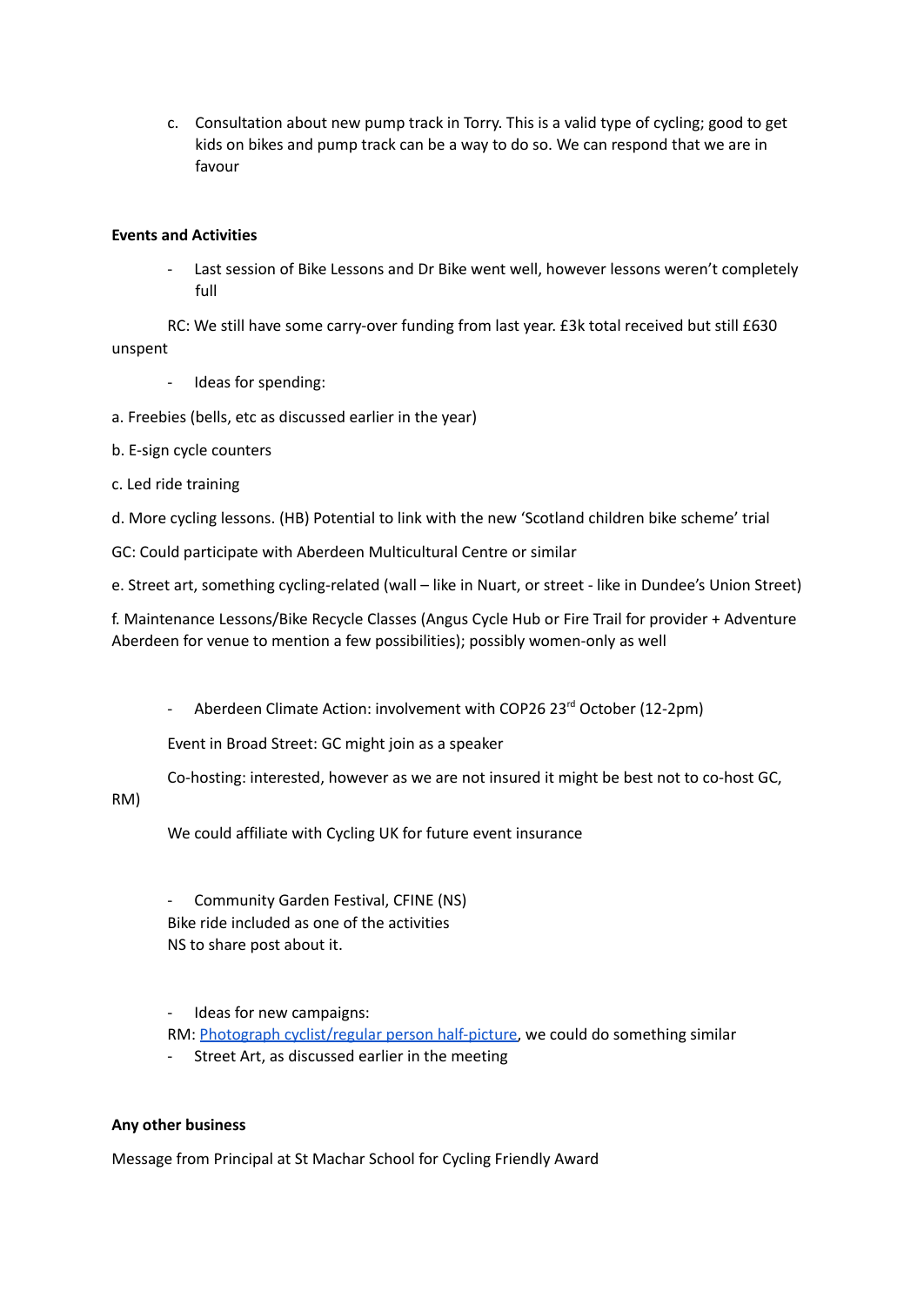c. Consultation about new pump track in Torry. This is a valid type of cycling; good to get kids on bikes and pump track can be a way to do so. We can respond that we are in favour

**Events and Activities**

- Last session of Bike Lessons and Dr Bike went well, however lessons weren't completely full

RC: We still have some carry-over funding from last year. £3k total received but still £630 unspent

- Ideas for spending:

a. Freebies (bells, etc as discussed earlier in the year)

b. E-sign cycle counters

c. Led ride training

d. More cycling lessons. (HB) Potential to link with the new 'Scotland children bike scheme' trial

GC: Could participate with Aberdeen Multicultural Centre or similar

e. Street art, something cycling-related (wall – like in Nuart, or street - like in Dundee's Union Street)

f. Maintenance Lessons/Bike Recycle Classes (Angus Cycle Hub or Fire Trail for provider + Adventure Aberdeen for venue to mention a few possibilities); possibly women-only as well

- Aberdeen Climate Action: involvement with COP26 23rd October (12-2pm)

Event in Broad Street: GC might join as a speaker

Co-hosting: interested, however as we are not insured it might be best not to co-host GC, RM)

We could affiliate with Cycling UK for future event insurance

- Community Garden Festival, CFINE (NS)

Bike ride included as one of the activities

NS to share post about it.

- Ideas for new campaigns:

RM: Photograph cyclist/regular person half-picture, we could do something similar

- Street Art, as discussed earlier in the meeting

**Any other business**

Message from Principal at St Machar School for Cycling Friendly Award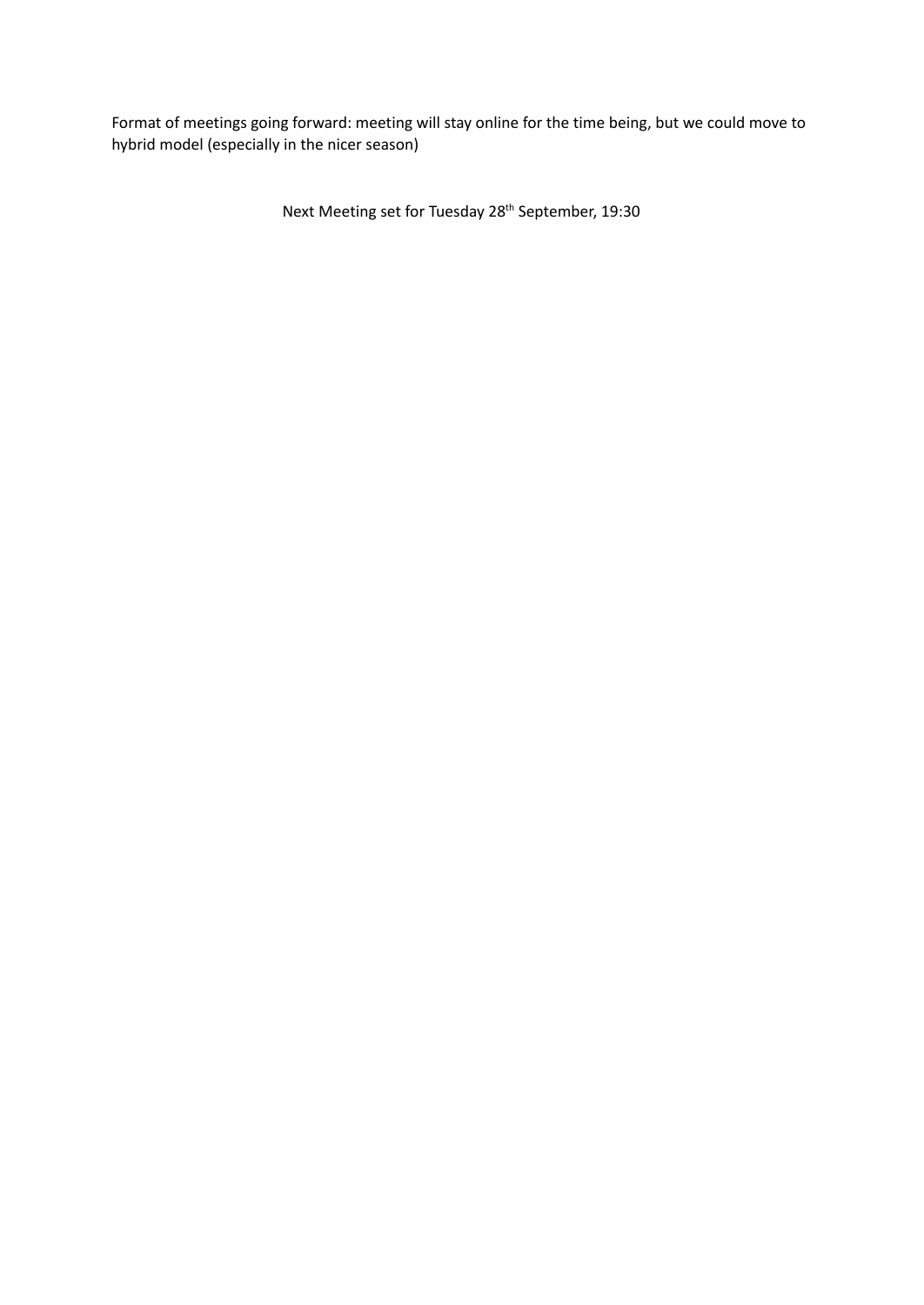Format of meetings going forward: meeting will stay online for the time being, but we could move to hybrid model (especially in the nicer season)

Next Meeting set for Tuesday 28th September, 19:30